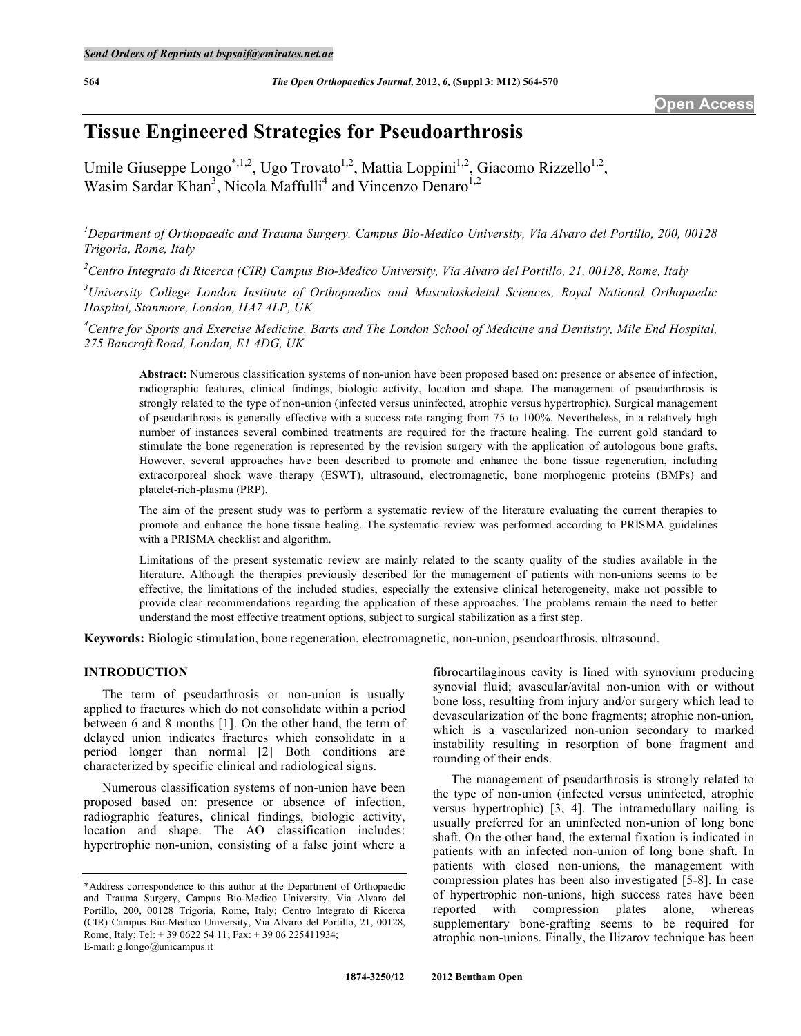# Tissue Engineered Strategies for Pseudoarthrosis

Umile Giuseppe Longo[*,1,2], Ugo Trovato[1,2], Mattia Loppini[1,2], Giacomo Rizzello[1,2], Wasim Sardar Khan[3], Nicola Maffulli[4] and Vincenzo Denaro[1,2]

*[1]Department of Orthopaedic and Trauma Surgery. Campus Bio-Medico University, Via Alvaro del Portillo, 200, 00128 Trigoria, Rome, Italy*

*[2]Centro Integrato di Ricerca (CIR) Campus Bio-Medico University, Via Alvaro del Portillo, 21, 00128, Rome, Italy*

*[3]University College London Institute of Orthopaedics and Musculoskeletal Sciences, Royal National Orthopaedic Hospital, Stanmore, London, HA7 4LP, UK*

*[4]Centre for Sports and Exercise Medicine, Barts and The London School of Medicine and Dentistry, Mile End Hospital, 275 Bancroft Road, London, E1 4DG, UK*

**Abstract:** Numerous classification systems of non-union have been proposed based on: presence or absence of infection, radiographic features, clinical findings, biologic activity, location and shape. The management of pseudarthrosis is strongly related to the type of non-union (infected versus uninfected, atrophic versus hypertrophic). Surgical management of pseudarthrosis is generally effective with a success rate ranging from 75 to 100%. Nevertheless, in a relatively high number of instances several combined treatments are required for the fracture healing. The current gold standard to stimulate the bone regeneration is represented by the revision surgery with the application of autologous bone grafts. However, several approaches have been described to promote and enhance the bone tissue regeneration, including extracorporeal shock wave therapy (ESWT), ultrasound, electromagnetic, bone morphogenic proteins (BMPs) and platelet-rich-plasma (PRP).

The aim of the present study was to perform a systematic review of the literature evaluating the current therapies to promote and enhance the bone tissue healing. The systematic review was performed according to PRISMA guidelines with a PRISMA checklist and algorithm.

Limitations of the present systematic review are mainly related to the scanty quality of the studies available in the literature. Although the therapies previously described for the management of patients with non-unions seems to be effective, the limitations of the included studies, especially the extensive clinical heterogeneity, make not possible to provide clear recommendations regarding the application of these approaches. The problems remain the need to better understand the most effective treatment options, subject to surgical stabilization as a first step.

**Keywords:** Biologic stimulation, bone regeneration, electromagnetic, non-union, pseudoarthrosis, ultrasound.

## INTRODUCTION

The term of pseudarthrosis or non-union is usually applied to fractures which do not consolidate within a period between 6 and 8 months [1]. On the other hand, the term of delayed union indicates fractures which consolidate in a period longer than normal [2] Both conditions are characterized by specific clinical and radiological signs.

Numerous classification systems of non-union have been proposed based on: presence or absence of infection, radiographic features, clinical findings, biologic activity, location and shape. The AO classification includes: hypertrophic non-union, consisting of a false joint where a fibrocartilaginous cavity is lined with synovium producing synovial fluid; avascular/avital non-union with or without bone loss, resulting from injury and/or surgery which lead to devascularization of the bone fragments; atrophic non-union, which is a vascularized non-union secondary to marked instability resulting in resorption of bone fragment and rounding of their ends.

The management of pseudarthrosis is strongly related to the type of non-union (infected versus uninfected, atrophic versus hypertrophic) [3, 4]. The intramedullary nailing is usually preferred for an uninfected non-union of long bone shaft. On the other hand, the external fixation is indicated in patients with an infected non-union of long bone shaft. In patients with closed non-unions, the management with compression plates has been also investigated [5-8]. In case of hypertrophic non-unions, high success rates have been reported with compression plates alone, whereas supplementary bone-grafting seems to be required for atrophic non-unions. Finally, the Ilizarov technique has been

*Address correspondence to this author at the Department of Orthopaedic and Trauma Surgery, Campus Bio-Medico University, Via Alvaro del Portillo, 200, 00128 Trigoria, Rome, Italy; Centro Integrato di Ricerca (CIR) Campus Bio-Medico University, Via Alvaro del Portillo, 21, 00128, Rome, Italy; Tel: + 39 0622 54 11; Fax: + 39 06 225411934; E-mail: g.longo@unicampus.it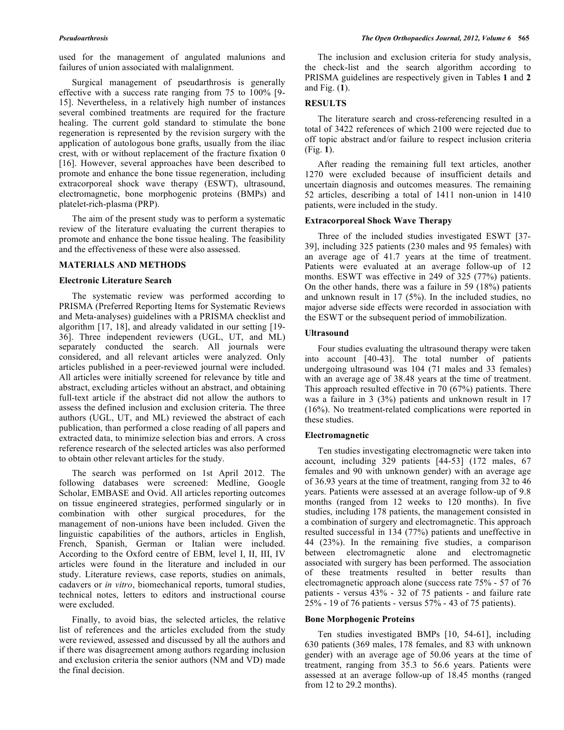used for the management of angulated malunions and failures of union associated with malalignment.

Surgical management of pseudarthrosis is generally effective with a success rate ranging from 75 to 100% [9-15]. Nevertheless, in a relatively high number of instances several combined treatments are required for the fracture healing. The current gold standard to stimulate the bone regeneration is represented by the revision surgery with the application of autologous bone grafts, usually from the iliac crest, with or without replacement of the fracture fixation 0 [16]. However, several approaches have been described to promote and enhance the bone tissue regeneration, including extracorporeal shock wave therapy (ESWT), ultrasound, electromagnetic, bone morphogenic proteins (BMPs) and platelet-rich-plasma (PRP).

The aim of the present study was to perform a systematic review of the literature evaluating the current therapies to promote and enhance the bone tissue healing. The feasibility and the effectiveness of these were also assessed.

## MATERIALS AND METHODS

### Electronic Literature Search

The systematic review was performed according to PRISMA (Preferred Reporting Items for Systematic Reviews and Meta-analyses) guidelines with a PRISMA checklist and algorithm [17, 18], and already validated in our setting [19-36]. Three independent reviewers (UGL, UT, and ML) separately conducted the search. All journals were considered, and all relevant articles were analyzed. Only articles published in a peer-reviewed journal were included. All articles were initially screened for relevance by title and abstract, excluding articles without an abstract, and obtaining full-text article if the abstract did not allow the authors to assess the defined inclusion and exclusion criteria. The three authors (UGL, UT, and ML) reviewed the abstract of each publication, than performed a close reading of all papers and extracted data, to minimize selection bias and errors. A cross reference research of the selected articles was also performed to obtain other relevant articles for the study.

The search was performed on 1st April 2012. The following databases were screened: Medline, Google Scholar, EMBASE and Ovid. All articles reporting outcomes on tissue engineered strategies, performed singularly or in combination with other surgical procedures, for the management of non-unions have been included. Given the linguistic capabilities of the authors, articles in English, French, Spanish, German or Italian were included. According to the Oxford centre of EBM, level I, II, III, IV articles were found in the literature and included in our study. Literature reviews, case reports, studies on animals, cadavers or *in vitro*, biomechanical reports, tumoral studies, technical notes, letters to editors and instructional course were excluded.

Finally, to avoid bias, the selected articles, the relative list of references and the articles excluded from the study were reviewed, assessed and discussed by all the authors and if there was disagreement among authors regarding inclusion and exclusion criteria the senior authors (NM and VD) made the final decision.

The inclusion and exclusion criteria for study analysis, the check-list and the search algorithm according to PRISMA guidelines are respectively given in Tables **1** and **2** and Fig. (**1**).

## RESULTS

The literature search and cross-referencing resulted in a total of 3422 references of which 2100 were rejected due to off topic abstract and/or failure to respect inclusion criteria (Fig. **1**).

After reading the remaining full text articles, another 1270 were excluded because of insufficient details and uncertain diagnosis and outcomes measures. The remaining 52 articles, describing a total of 1411 non-union in 1410 patients, were included in the study.

### Extracorporeal Shock Wave Therapy

Three of the included studies investigated ESWT [37-39], including 325 patients (230 males and 95 females) with an average age of 41.7 years at the time of treatment. Patients were evaluated at an average follow-up of 12 months. ESWT was effective in 249 of 325 (77%) patients. On the other hands, there was a failure in 59 (18%) patients and unknown result in 17 (5%). In the included studies, no major adverse side effects were recorded in association with the ESWT or the subsequent period of immobilization.

### Ultrasound

Four studies evaluating the ultrasound therapy were taken into account [40-43]. The total number of patients undergoing ultrasound was 104 (71 males and 33 females) with an average age of 38.48 years at the time of treatment. This approach resulted effective in 70 (67%) patients. There was a failure in 3 (3%) patients and unknown result in 17 (16%). No treatment-related complications were reported in these studies.

### Electromagnetic

Ten studies investigating electromagnetic were taken into account, including 329 patients [44-53] (172 males, 67 females and 90 with unknown gender) with an average age of 36.93 years at the time of treatment, ranging from 32 to 46 years. Patients were assessed at an average follow-up of 9.8 months (ranged from 12 weeks to 120 months). In five studies, including 178 patients, the management consisted in a combination of surgery and electromagnetic. This approach resulted successful in 134 (77%) patients and uneffective in 44 (23%). In the remaining five studies, a comparison between electromagnetic alone and electromagnetic associated with surgery has been performed. The association of these treatments resulted in better results than electromagnetic approach alone (success rate 75% - 57 of 76 patients - versus 43% - 32 of 75 patients - and failure rate 25% - 19 of 76 patients - versus 57% - 43 of 75 patients).

### Bone Morphogenic Proteins

Ten studies investigated BMPs [10, 54-61], including 630 patients (369 males, 178 females, and 83 with unknown gender) with an average age of 50.06 years at the time of treatment, ranging from 35.3 to 56.6 years. Patients were assessed at an average follow-up of 18.45 months (ranged from 12 to 29.2 months).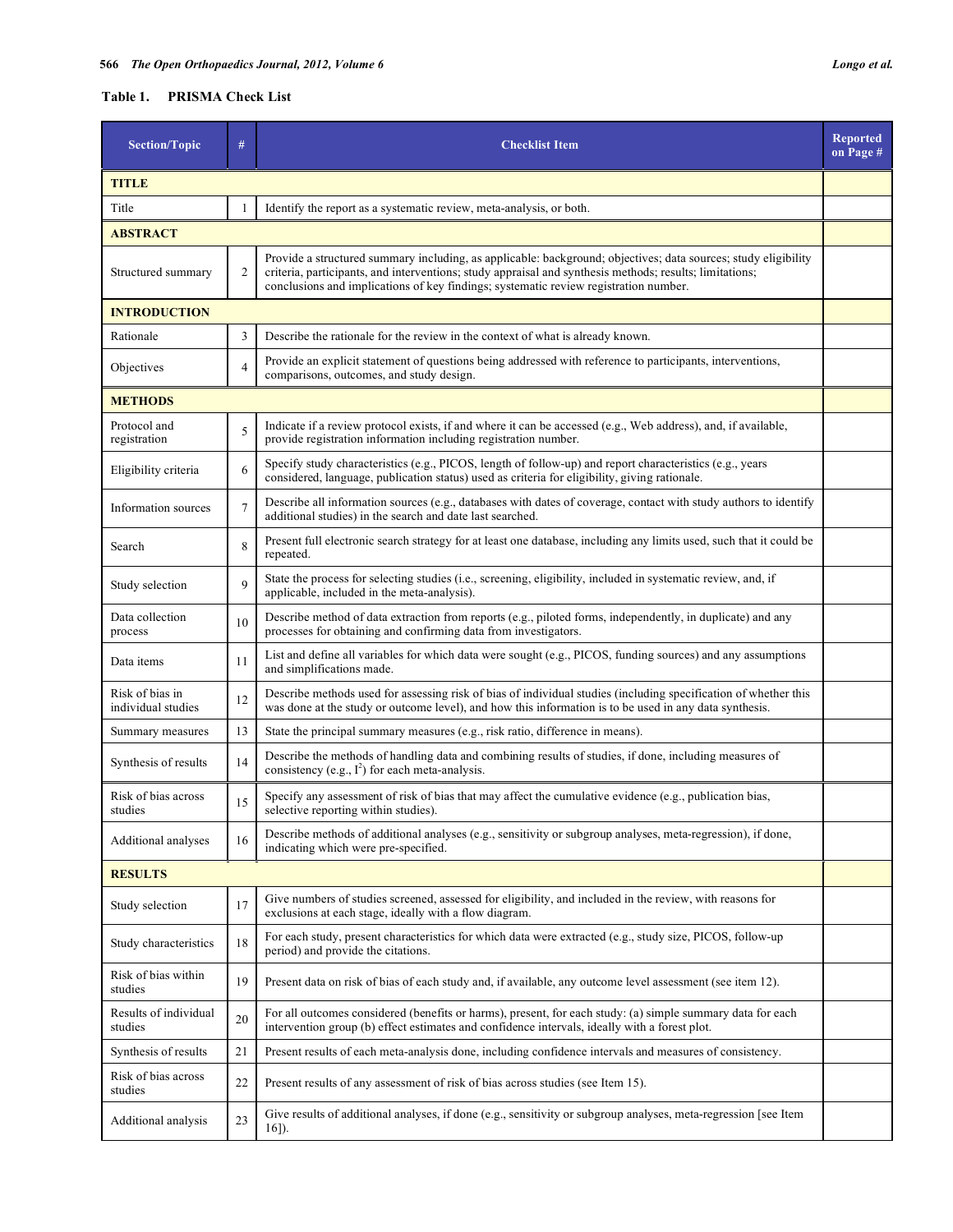**Table 1. PRISMA Check List**

| Section/Topic | # | Checklist Item | Reported on Page # |
|---|---|---|---|
| **TITLE** | | | |
| Title | 1 | Identify the report as a systematic review, meta-analysis, or both. | |
| **ABSTRACT** | | | |
| Structured summary | 2 | Provide a structured summary including, as applicable: background; objectives; data sources; study eligibility criteria, participants, and interventions; study appraisal and synthesis methods; results; limitations; conclusions and implications of key findings; systematic review registration number. | |
| **INTRODUCTION** | | | |
| Rationale | 3 | Describe the rationale for the review in the context of what is already known. | |
| Objectives | 4 | Provide an explicit statement of questions being addressed with reference to participants, interventions, comparisons, outcomes, and study design. | |
| **METHODS** | | | |
| Protocol and registration | 5 | Indicate if a review protocol exists, if and where it can be accessed (e.g., Web address), and, if available, provide registration information including registration number. | |
| Eligibility criteria | 6 | Specify study characteristics (e.g., PICOS, length of follow-up) and report characteristics (e.g., years considered, language, publication status) used as criteria for eligibility, giving rationale. | |
| Information sources | 7 | Describe all information sources (e.g., databases with dates of coverage, contact with study authors to identify additional studies) in the search and date last searched. | |
| Search | 8 | Present full electronic search strategy for at least one database, including any limits used, such that it could be repeated. | |
| Study selection | 9 | State the process for selecting studies (i.e., screening, eligibility, included in systematic review, and, if applicable, included in the meta-analysis). | |
| Data collection process | 10 | Describe method of data extraction from reports (e.g., piloted forms, independently, in duplicate) and any processes for obtaining and confirming data from investigators. | |
| Data items | 11 | List and define all variables for which data were sought (e.g., PICOS, funding sources) and any assumptions and simplifications made. | |
| Risk of bias in individual studies | 12 | Describe methods used for assessing risk of bias of individual studies (including specification of whether this was done at the study or outcome level), and how this information is to be used in any data synthesis. | |
| Summary measures | 13 | State the principal summary measures (e.g., risk ratio, difference in means). | |
| Synthesis of results | 14 | Describe the methods of handling data and combining results of studies, if done, including measures of consistency (e.g., $I^2$) for each meta-analysis. | |
| Risk of bias across studies | 15 | Specify any assessment of risk of bias that may affect the cumulative evidence (e.g., publication bias, selective reporting within studies). | |
| Additional analyses | 16 | Describe methods of additional analyses (e.g., sensitivity or subgroup analyses, meta-regression), if done, indicating which were pre-specified. | |
| **RESULTS** | | | |
| Study selection | 17 | Give numbers of studies screened, assessed for eligibility, and included in the review, with reasons for exclusions at each stage, ideally with a flow diagram. | |
| Study characteristics | 18 | For each study, present characteristics for which data were extracted (e.g., study size, PICOS, follow-up period) and provide the citations. | |
| Risk of bias within studies | 19 | Present data on risk of bias of each study and, if available, any outcome level assessment (see item 12). | |
| Results of individual studies | 20 | For all outcomes considered (benefits or harms), present, for each study: (a) simple summary data for each intervention group (b) effect estimates and confidence intervals, ideally with a forest plot. | |
| Synthesis of results | 21 | Present results of each meta-analysis done, including confidence intervals and measures of consistency. | |
| Risk of bias across studies | 22 | Present results of any assessment of risk of bias across studies (see Item 15). | |
| Additional analysis | 23 | Give results of additional analyses, if done (e.g., sensitivity or subgroup analyses, meta-regression [see Item 16]). | |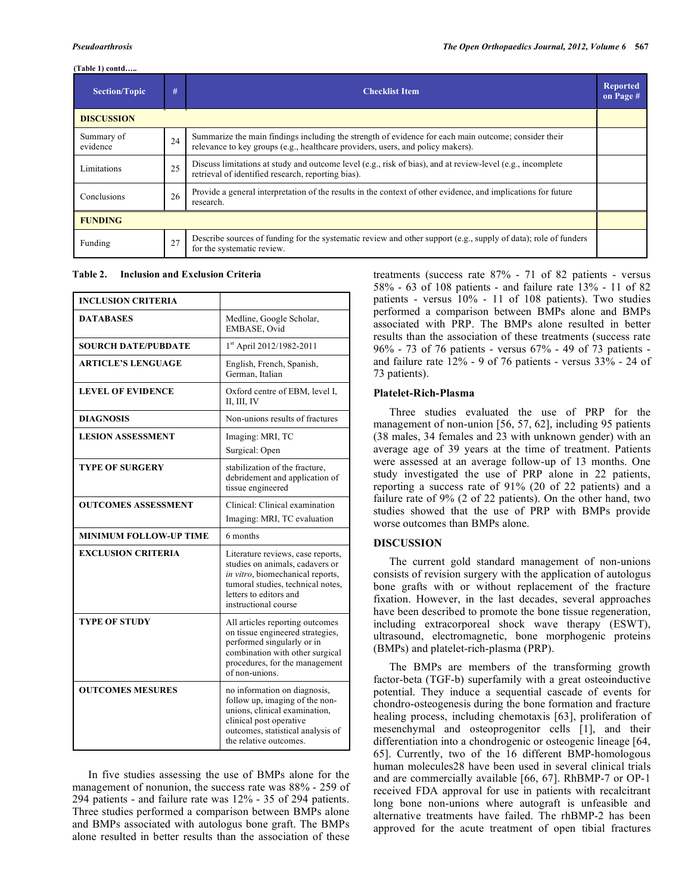(Table 1) contd…..

| Section/Topic | # | Checklist Item | Reported on Page # |
|---|---|---|---|
| **DISCUSSION** | | | |
| Summary of evidence | 24 | Summarize the main findings including the strength of evidence for each main outcome; consider their relevance to key groups (e.g., healthcare providers, users, and policy makers). | |
| Limitations | 25 | Discuss limitations at study and outcome level (e.g., risk of bias), and at review-level (e.g., incomplete retrieval of identified research, reporting bias). | |
| Conclusions | 26 | Provide a general interpretation of the results in the context of other evidence, and implications for future research. | |
| **FUNDING** | | | |
| Funding | 27 | Describe sources of funding for the systematic review and other support (e.g., supply of data); role of funders for the systematic review. | |

**Table 2. Inclusion and Exclusion Criteria**

| INCLUSION CRITERIA | |
|---|---|
| **DATABASES** | Medline, Google Scholar, EMBASE, Ovid |
| **SOURCH DATE/PUBDATE** | 1st April 2012/1982-2011 |
| **ARTICLE'S LENGUAGE** | English, French, Spanish, German, Italian |
| **LEVEL OF EVIDENCE** | Oxford centre of EBM, level I, II, III, IV |
| **DIAGNOSIS** | Non-unions results of fractures |
| **LESION ASSESSMENT** | Imaging: MRI, TC<br>Surgical: Open |
| **TYPE OF SURGERY** | stabilization of the fracture, debridement and application of tissue engineered |
| **OUTCOMES ASSESSMENT** | Clinical: Clinical examination<br>Imaging: MRI, TC evaluation |
| **MINIMUM FOLLOW-UP TIME** | 6 months |
| **EXCLUSION CRITERIA** | Literature reviews, case reports, studies on animals, cadavers or *in vitro*, biomechanical reports, tumoral studies, technical notes, letters to editors and instructional course |
| **TYPE OF STUDY** | All articles reporting outcomes on tissue engineered strategies, performed singularly or in combination with other surgical procedures, for the management of non-unions. |
| **OUTCOMES MESURES** | no information on diagnosis, follow up, imaging of the non-unions, clinical examination, clinical post operative outcomes, statistical analysis of the relative outcomes. |

In five studies assessing the use of BMPs alone for the management of nonunion, the success rate was 88% - 259 of 294 patients - and failure rate was 12% - 35 of 294 patients. Three studies performed a comparison between BMPs alone and BMPs associated with autologus bone graft. The BMPs alone resulted in better results than the association of these treatments (success rate 87% - 71 of 82 patients - versus 58% - 63 of 108 patients - and failure rate 13% - 11 of 82 patients - versus 10% - 11 of 108 patients). Two studies performed a comparison between BMPs alone and BMPs associated with PRP. The BMPs alone resulted in better results than the association of these treatments (success rate 96% - 73 of 76 patients - versus 67% - 49 of 73 patients - and failure rate 12% - 9 of 76 patients - versus 33% - 24 of 73 patients).

### Platelet-Rich-Plasma

Three studies evaluated the use of PRP for the management of non-union [56, 57, 62], including 95 patients (38 males, 34 females and 23 with unknown gender) with an average age of 39 years at the time of treatment. Patients were assessed at an average follow-up of 13 months. One study investigated the use of PRP alone in 22 patients, reporting a success rate of 91% (20 of 22 patients) and a failure rate of 9% (2 of 22 patients). On the other hand, two studies showed that the use of PRP with BMPs provide worse outcomes than BMPs alone.

## DISCUSSION

The current gold standard management of non-unions consists of revision surgery with the application of autologus bone grafts with or without replacement of the fracture fixation. However, in the last decades, several approaches have been described to promote the bone tissue regeneration, including extracorporeal shock wave therapy (ESWT), ultrasound, electromagnetic, bone morphogenic proteins (BMPs) and platelet-rich-plasma (PRP).

The BMPs are members of the transforming growth factor-beta (TGF-b) superfamily with a great osteoinductive potential. They induce a sequential cascade of events for chondro-osteogenesis during the bone formation and fracture healing process, including chemotaxis [63], proliferation of mesenchymal and osteoprogenitor cells [1], and their differentiation into a chondrogenic or osteogenic lineage [64, 65]. Currently, two of the 16 different BMP-homologous human molecules28 have been used in several clinical trials and are commercially available [66, 67]. RhBMP-7 or OP-1 received FDA approval for use in patients with recalcitrant long bone non-unions where autograft is unfeasible and alternative treatments have failed. The rhBMP-2 has been approved for the acute treatment of open tibial fractures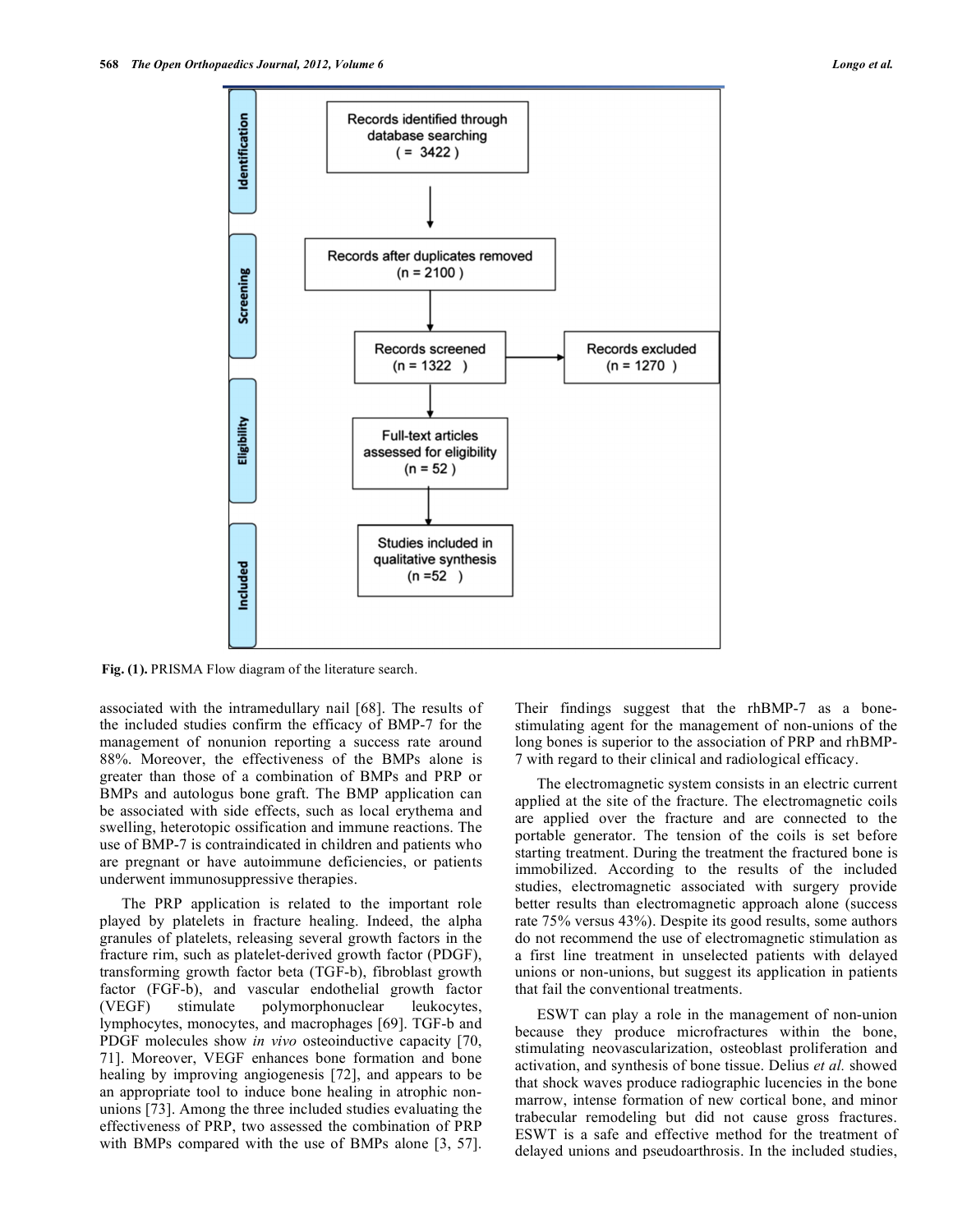Fig. (1). PRISMA Flow diagram of the literature search.

associated with the intramedullary nail [68]. The results of the included studies confirm the efficacy of BMP-7 for the management of nonunion reporting a success rate around 88%. Moreover, the effectiveness of the BMPs alone is greater than those of a combination of BMPs and PRP or BMPs and autologus bone graft. The BMP application can be associated with side effects, such as local erythema and swelling, heterotopic ossification and immune reactions. The use of BMP-7 is contraindicated in children and patients who are pregnant or have autoimmune deficiencies, or patients underwent immunosuppressive therapies.

The PRP application is related to the important role played by platelets in fracture healing. Indeed, the alpha granules of platelets, releasing several growth factors in the fracture rim, such as platelet-derived growth factor (PDGF), transforming growth factor beta (TGF-b), fibroblast growth factor (FGF-b), and vascular endothelial growth factor (VEGF) stimulate polymorphonuclear leukocytes, lymphocytes, monocytes, and macrophages [69]. TGF-b and PDGF molecules show *in vivo* osteoinductive capacity [70, 71]. Moreover, VEGF enhances bone formation and bone healing by improving angiogenesis [72], and appears to be an appropriate tool to induce bone healing in atrophic non-unions [73]. Among the three included studies evaluating the effectiveness of PRP, two assessed the combination of PRP with BMPs compared with the use of BMPs alone [3, 57]. Their findings suggest that the rhBMP-7 as a bone-stimulating agent for the management of non-unions of the long bones is superior to the association of PRP and rhBMP-7 with regard to their clinical and radiological efficacy.

The electromagnetic system consists in an electric current applied at the site of the fracture. The electromagnetic coils are applied over the fracture and are connected to the portable generator. The tension of the coils is set before starting treatment. During the treatment the fractured bone is immobilized. According to the results of the included studies, electromagnetic associated with surgery provide better results than electromagnetic approach alone (success rate 75% versus 43%). Despite its good results, some authors do not recommend the use of electromagnetic stimulation as a first line treatment in unselected patients with delayed unions or non-unions, but suggest its application in patients that fail the conventional treatments.

ESWT can play a role in the management of non-union because they produce microfractures within the bone, stimulating neovascularization, osteoblast proliferation and activation, and synthesis of bone tissue. Delius *et al.* showed that shock waves produce radiographic lucencies in the bone marrow, intense formation of new cortical bone, and minor trabecular remodeling but did not cause gross fractures. ESWT is a safe and effective method for the treatment of delayed unions and pseudoarthrosis. In the included studies,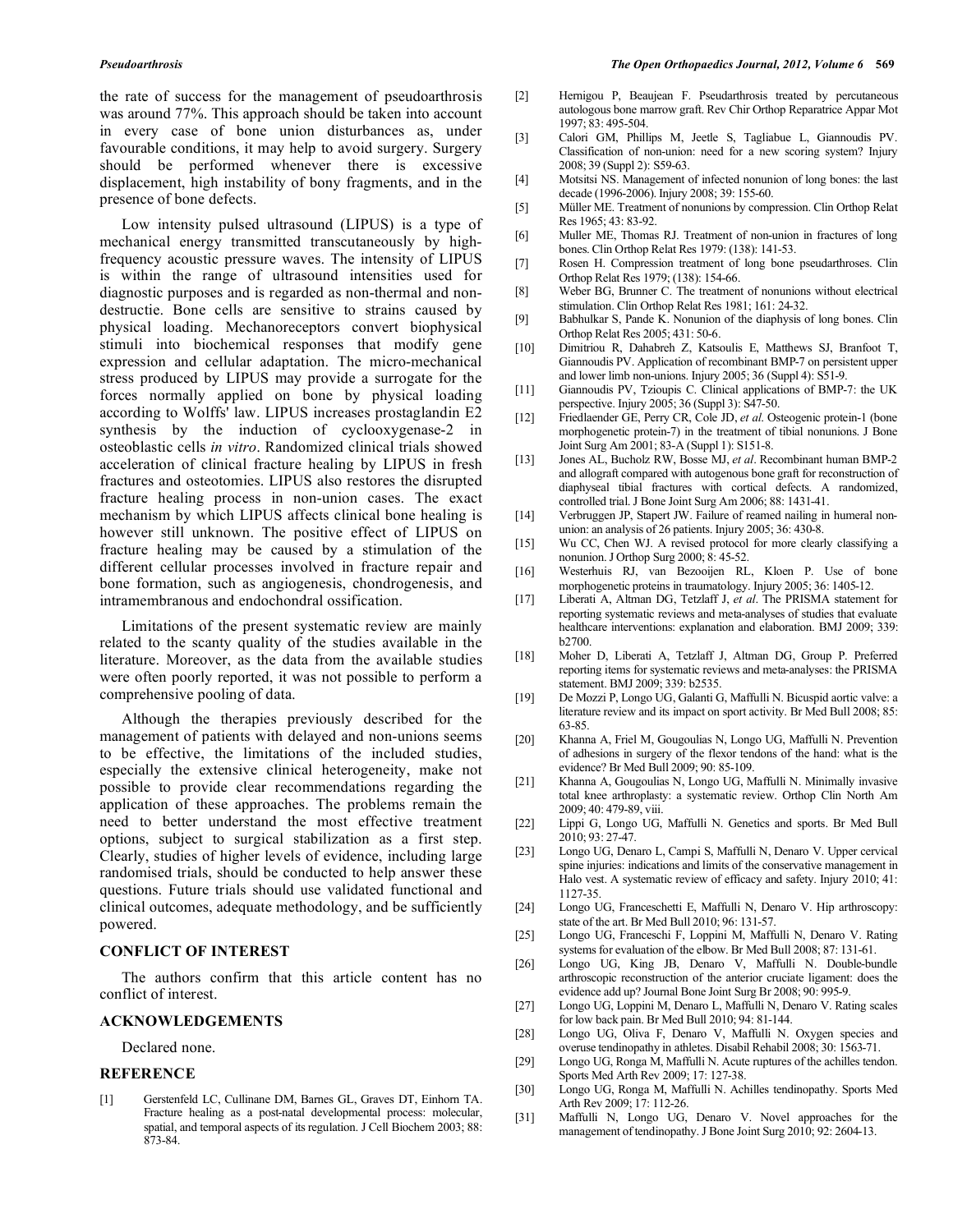the rate of success for the management of pseudoarthrosis was around 77%. This approach should be taken into account in every case of bone union disturbances as, under favourable conditions, it may help to avoid surgery. Surgery should be performed whenever there is excessive displacement, high instability of bony fragments, and in the presence of bone defects.

Low intensity pulsed ultrasound (LIPUS) is a type of mechanical energy transmitted transcutaneously by high-frequency acoustic pressure waves. The intensity of LIPUS is within the range of ultrasound intensities used for diagnostic purposes and is regarded as non-thermal and non-destructie. Bone cells are sensitive to strains caused by physical loading. Mechanoreceptors convert biophysical stimuli into biochemical responses that modify gene expression and cellular adaptation. The micro-mechanical stress produced by LIPUS may provide a surrogate for the forces normally applied on bone by physical loading according to Wolffs' law. LIPUS increases prostaglandin E2 synthesis by the induction of cyclooxygenase-2 in osteoblastic cells *in vitro*. Randomized clinical trials showed acceleration of clinical fracture healing by LIPUS in fresh fractures and osteotomies. LIPUS also restores the disrupted fracture healing process in non-union cases. The exact mechanism by which LIPUS affects clinical bone healing is however still unknown. The positive effect of LIPUS on fracture healing may be caused by a stimulation of the different cellular processes involved in fracture repair and bone formation, such as angiogenesis, chondrogenesis, and intramembranous and endochondral ossification.

Limitations of the present systematic review are mainly related to the scanty quality of the studies available in the literature. Moreover, as the data from the available studies were often poorly reported, it was not possible to perform a comprehensive pooling of data.

Although the therapies previously described for the management of patients with delayed and non-unions seems to be effective, the limitations of the included studies, especially the extensive clinical heterogeneity, make not possible to provide clear recommendations regarding the application of these approaches. The problems remain the need to better understand the most effective treatment options, subject to surgical stabilization as a first step. Clearly, studies of higher levels of evidence, including large randomised trials, should be conducted to help answer these questions. Future trials should use validated functional and clinical outcomes, adequate methodology, and be sufficiently powered.

## CONFLICT OF INTEREST

The authors confirm that this article content has no conflict of interest.

## ACKNOWLEDGEMENTS

Declared none.

## REFERENCE

[1] Gerstenfeld LC, Cullinane DM, Barnes GL, Graves DT, Einhorn TA. Fracture healing as a post-natal developmental process: molecular, spatial, and temporal aspects of its regulation. J Cell Biochem 2003; 88: 873-84.

[2] Hernigou P, Beaujean F. Pseudarthrosis treated by percutaneous autologous bone marrow graft. Rev Chir Orthop Reparatrice Appar Mot 1997; 83: 495-504.

[3] Calori GM, Phillips M, Jeetle S, Tagliabue L, Giannoudis PV. Classification of non-union: need for a new scoring system? Injury 2008; 39 (Suppl 2): S59-63.

[4] Motsitsi NS. Management of infected nonunion of long bones: the last decade (1996-2006). Injury 2008; 39: 155-60.

[5] Müller ME. Treatment of nonunions by compression. Clin Orthop Relat Res 1965; 43: 83-92.

[6] Muller ME, Thomas RJ. Treatment of non-union in fractures of long bones. Clin Orthop Relat Res 1979: (138): 141-53.

[7] Rosen H. Compression treatment of long bone pseudarthroses. Clin Orthop Relat Res 1979; (138): 154-66.

[8] Weber BG, Brunner C. The treatment of nonunions without electrical stimulation. Clin Orthop Relat Res 1981; 161: 24-32.

[9] Babhulkar S, Pande K. Nonunion of the diaphysis of long bones. Clin Orthop Relat Res 2005; 431: 50-6.

[10] Dimitriou R, Dahabreh Z, Katsoulis E, Matthews SJ, Branfoot T, Giannoudis PV. Application of recombinant BMP-7 on persistent upper and lower limb non-unions. Injury 2005; 36 (Suppl 4): S51-9.

[11] Giannoudis PV, Tzioupis C. Clinical applications of BMP-7: the UK perspective. Injury 2005; 36 (Suppl 3): S47-50.

[12] Friedlaender GE, Perry CR, Cole JD, *et al*. Osteogenic protein-1 (bone morphogenetic protein-7) in the treatment of tibial nonunions. J Bone Joint Surg Am 2001; 83-A (Suppl 1): S151-8.

[13] Jones AL, Bucholz RW, Bosse MJ, *et al*. Recombinant human BMP-2 and allograft compared with autogenous bone graft for reconstruction of diaphyseal tibial fractures with cortical defects. A randomized, controlled trial. J Bone Joint Surg Am 2006; 88: 1431-41.

[14] Verbruggen JP, Stapert JW. Failure of reamed nailing in humeral non-union: an analysis of 26 patients. Injury 2005; 36: 430-8.

[15] Wu CC, Chen WJ. A revised protocol for more clearly classifying a nonunion. J Orthop Surg 2000; 8: 45-52.

[16] Westerhuis RJ, van Bezooijen RL, Kloen P. Use of bone morphogenetic proteins in traumatology. Injury 2005; 36: 1405-12.

[17] Liberati A, Altman DG, Tetzlaff J, *et al*. The PRISMA statement for reporting systematic reviews and meta-analyses of studies that evaluate healthcare interventions: explanation and elaboration. BMJ 2009; 339: b2700.

[18] Moher D, Liberati A, Tetzlaff J, Altman DG, Group P. Preferred reporting items for systematic reviews and meta-analyses: the PRISMA statement. BMJ 2009; 339: b2535.

[19] De Mozzi P, Longo UG, Galanti G, Maffulli N. Bicuspid aortic valve: a literature review and its impact on sport activity. Br Med Bull 2008; 85: 63-85.

[20] Khanna A, Friel M, Gougoulias N, Longo UG, Maffulli N. Prevention of adhesions in surgery of the flexor tendons of the hand: what is the evidence? Br Med Bull 2009; 90: 85-109.

[21] Khanna A, Gougoulias N, Longo UG, Maffulli N. Minimally invasive total knee arthroplasty: a systematic review. Orthop Clin North Am 2009; 40: 479-89, viii.

[22] Lippi G, Longo UG, Maffulli N. Genetics and sports. Br Med Bull 2010; 93: 27-47.

[23] Longo UG, Denaro L, Campi S, Maffulli N, Denaro V. Upper cervical spine injuries: indications and limits of the conservative management in Halo vest. A systematic review of efficacy and safety. Injury 2010; 41: 1127-35.

[24] Longo UG, Franceschetti E, Maffulli N, Denaro V. Hip arthroscopy: state of the art. Br Med Bull 2010; 96: 131-57.

[25] Longo UG, Franceschi F, Loppini M, Maffulli N, Denaro V. Rating systems for evaluation of the elbow. Br Med Bull 2008; 87: 131-61.

[26] Longo UG, King JB, Denaro V, Maffulli N. Double-bundle arthroscopic reconstruction of the anterior cruciate ligament: does the evidence add up? Journal Bone Joint Surg Br 2008; 90: 995-9.

[27] Longo UG, Loppini M, Denaro L, Maffulli N, Denaro V. Rating scales for low back pain. Br Med Bull 2010; 94: 81-144.

[28] Longo UG, Oliva F, Denaro V, Maffulli N. Oxygen species and overuse tendinopathy in athletes. Disabil Rehabil 2008; 30: 1563-71.

[29] Longo UG, Ronga M, Maffulli N. Acute ruptures of the achilles tendon. Sports Med Arth Rev 2009; 17: 127-38.

[30] Longo UG, Ronga M, Maffulli N. Achilles tendinopathy. Sports Med Arth Rev 2009; 17: 112-26.

[31] Maffulli N, Longo UG, Denaro V. Novel approaches for the management of tendinopathy. J Bone Joint Surg 2010; 92: 2604-13.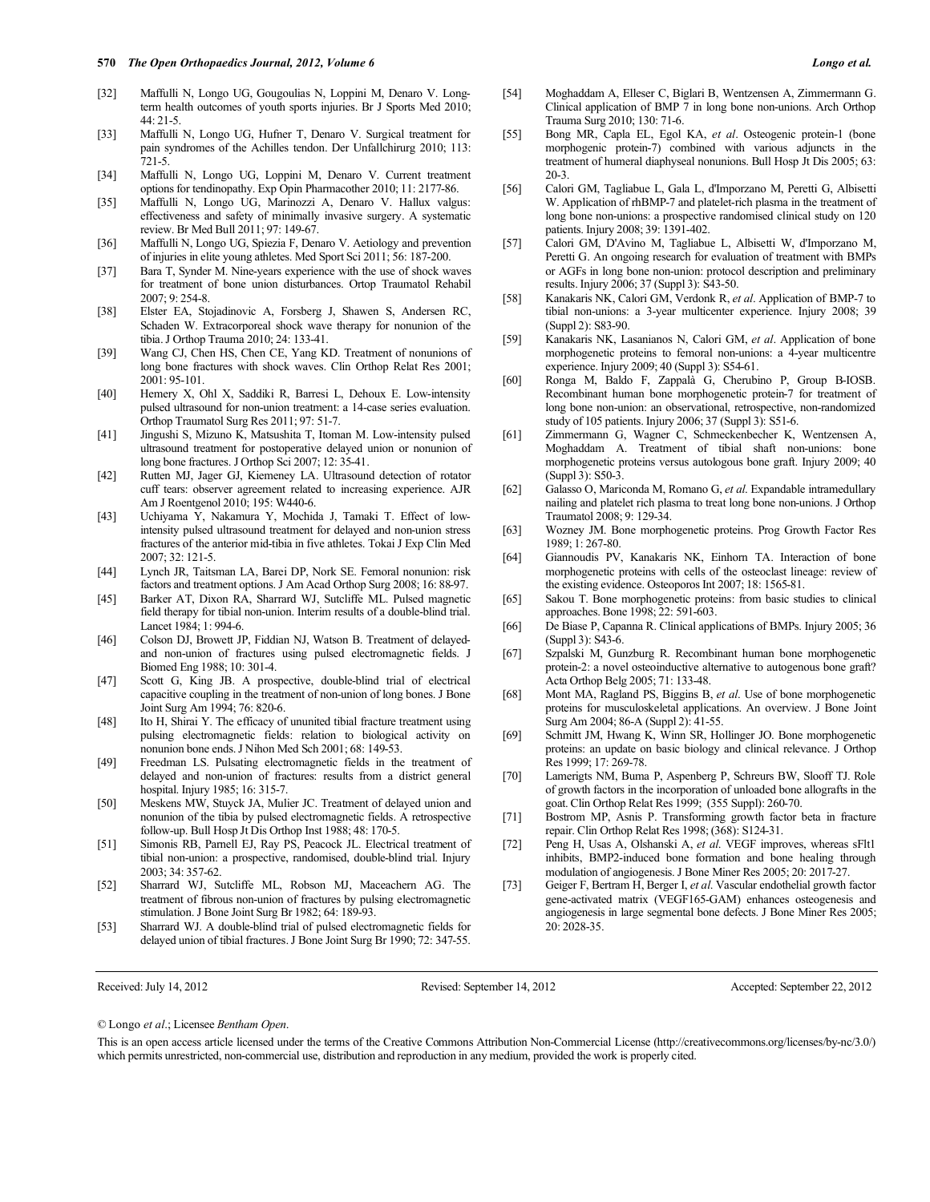[32] Maffulli N, Longo UG, Gougoulias N, Loppini M, Denaro V. Long-term health outcomes of youth sports injuries. Br J Sports Med 2010; 44: 21-5.

[33] Maffulli N, Longo UG, Hufner T, Denaro V. Surgical treatment for pain syndromes of the Achilles tendon. Der Unfallchirurg 2010; 113: 721-5.

[34] Maffulli N, Longo UG, Loppini M, Denaro V. Current treatment options for tendinopathy. Exp Opin Pharmacother 2010; 11: 2177-86.

[35] Maffulli N, Longo UG, Marinozzi A, Denaro V. Hallux valgus: effectiveness and safety of minimally invasive surgery. A systematic review. Br Med Bull 2011; 97: 149-67.

[36] Maffulli N, Longo UG, Spiezia F, Denaro V. Aetiology and prevention of injuries in elite young athletes. Med Sport Sci 2011; 56: 187-200.

[37] Bara T, Synder M. Nine-years experience with the use of shock waves for treatment of bone union disturbances. Ortop Traumatol Rehabil 2007; 9: 254-8.

[38] Elster EA, Stojadinovic A, Forsberg J, Shawen S, Andersen RC, Schaden W. Extracorporeal shock wave therapy for nonunion of the tibia. J Orthop Trauma 2010; 24: 133-41.

[39] Wang CJ, Chen HS, Chen CE, Yang KD. Treatment of nonunions of long bone fractures with shock waves. Clin Orthop Relat Res 2001; 2001: 95-101.

[40] Hemery X, Ohl X, Saddiki R, Barresi L, Dehoux E. Low-intensity pulsed ultrasound for non-union treatment: a 14-case series evaluation. Orthop Traumatol Surg Res 2011; 97: 51-7.

[41] Jingushi S, Mizuno K, Matsushita T, Itoman M. Low-intensity pulsed ultrasound treatment for postoperative delayed union or nonunion of long bone fractures. J Orthop Sci 2007; 12: 35-41.

[42] Rutten MJ, Jager GJ, Kiemeney LA. Ultrasound detection of rotator cuff tears: observer agreement related to increasing experience. AJR Am J Roentgenol 2010; 195: W440-6.

[43] Uchiyama Y, Nakamura Y, Mochida J, Tamaki T. Effect of low-intensity pulsed ultrasound treatment for delayed and non-union stress fractures of the anterior mid-tibia in five athletes. Tokai J Exp Clin Med 2007; 32: 121-5.

[44] Lynch JR, Taitsman LA, Barei DP, Nork SE. Femoral nonunion: risk factors and treatment options. J Am Acad Orthop Surg 2008; 16: 88-97.

[45] Barker AT, Dixon RA, Sharrard WJ, Sutcliffe ML. Pulsed magnetic field therapy for tibial non-union. Interim results of a double-blind trial. Lancet 1984; 1: 994-6.

[46] Colson DJ, Browett JP, Fiddian NJ, Watson B. Treatment of delayed- and non-union of fractures using pulsed electromagnetic fields. J Biomed Eng 1988; 10: 301-4.

[47] Scott G, King JB. A prospective, double-blind trial of electrical capacitive coupling in the treatment of non-union of long bones. J Bone Joint Surg Am 1994; 76: 820-6.

[48] Ito H, Shirai Y. The efficacy of ununited tibial fracture treatment using pulsing electromagnetic fields: relation to biological activity on nonunion bone ends. J Nihon Med Sch 2001; 68: 149-53.

[49] Freedman LS. Pulsating electromagnetic fields in the treatment of delayed and non-union of fractures: results from a district general hospital. Injury 1985; 16: 315-7.

[50] Meskens MW, Stuyck JA, Mulier JC. Treatment of delayed union and nonunion of the tibia by pulsed electromagnetic fields. A retrospective follow-up. Bull Hosp Jt Dis Orthop Inst 1988; 48: 170-5.

[51] Simonis RB, Parnell EJ, Ray PS, Peacock JL. Electrical treatment of tibial non-union: a prospective, randomised, double-blind trial. Injury 2003; 34: 357-62.

[52] Sharrard WJ, Sutcliffe ML, Robson MJ, Maceachern AG. The treatment of fibrous non-union of fractures by pulsing electromagnetic stimulation. J Bone Joint Surg Br 1982; 64: 189-93.

[53] Sharrard WJ. A double-blind trial of pulsed electromagnetic fields for delayed union of tibial fractures. J Bone Joint Surg Br 1990; 72: 347-55.

[54] Moghaddam A, Elleser C, Biglari B, Wentzensen A, Zimmermann G. Clinical application of BMP 7 in long bone non-unions. Arch Orthop Trauma Surg 2010; 130: 71-6.

[55] Bong MR, Capla EL, Egol KA, *et al*. Osteogenic protein-1 (bone morphogenic protein-7) combined with various adjuncts in the treatment of humeral diaphyseal nonunions. Bull Hosp Jt Dis 2005; 63: 20-3.

[56] Calori GM, Tagliabue L, Gala L, d'Imporzano M, Peretti G, Albisetti W. Application of rhBMP-7 and platelet-rich plasma in the treatment of long bone non-unions: a prospective randomised clinical study on 120 patients. Injury 2008; 39: 1391-402.

[57] Calori GM, D'Avino M, Tagliabue L, Albisetti W, d'Imporzano M, Peretti G. An ongoing research for evaluation of treatment with BMPs or AGFs in long bone non-union: protocol description and preliminary results. Injury 2006; 37 (Suppl 3): S43-50.

[58] Kanakaris NK, Calori GM, Verdonk R, *et al*. Application of BMP-7 to tibial non-unions: a 3-year multicenter experience. Injury 2008; 39 (Suppl 2): S83-90.

[59] Kanakaris NK, Lasanianos N, Calori GM, *et al*. Application of bone morphogenetic proteins to femoral non-unions: a 4-year multicentre experience. Injury 2009; 40 (Suppl 3): S54-61.

[60] Ronga M, Baldo F, Zappalà G, Cherubino P, Group B-IOSB. Recombinant human bone morphogenetic protein-7 for treatment of long bone non-union: an observational, retrospective, non-randomized study of 105 patients. Injury 2006; 37 (Suppl 3): S51-6.

[61] Zimmermann G, Wagner C, Schmeckenbecher K, Wentzensen A, Moghaddam A. Treatment of tibial shaft non-unions: bone morphogenetic proteins versus autologous bone graft. Injury 2009; 40 (Suppl 3): S50-3.

[62] Galasso O, Mariconda M, Romano G, *et al*. Expandable intramedullary nailing and platelet rich plasma to treat long bone non-unions. J Orthop Traumatol 2008; 9: 129-34.

[63] Wozney JM. Bone morphogenetic proteins. Prog Growth Factor Res 1989; 1: 267-80.

[64] Giannoudis PV, Kanakaris NK, Einhorn TA. Interaction of bone morphogenetic proteins with cells of the osteoclast lineage: review of the existing evidence. Osteoporos Int 2007; 18: 1565-81.

[65] Sakou T. Bone morphogenetic proteins: from basic studies to clinical approaches. Bone 1998; 22: 591-603.

[66] De Biase P, Capanna R. Clinical applications of BMPs. Injury 2005; 36 (Suppl 3): S43-6.

[67] Szpalski M, Gunzburg R. Recombinant human bone morphogenetic protein-2: a novel osteoinductive alternative to autogenous bone graft? Acta Orthop Belg 2005; 71: 133-48.

[68] Mont MA, Ragland PS, Biggins B, *et al*. Use of bone morphogenetic proteins for musculoskeletal applications. An overview. J Bone Joint Surg Am 2004; 86-A (Suppl 2): 41-55.

[69] Schmitt JM, Hwang K, Winn SR, Hollinger JO. Bone morphogenetic proteins: an update on basic biology and clinical relevance. J Orthop Res 1999; 17: 269-78.

[70] Lamerigts NM, Buma P, Aspenberg P, Schreurs BW, Slooff TJ. Role of growth factors in the incorporation of unloaded bone allografts in the goat. Clin Orthop Relat Res 1999; (355 Suppl): 260-70.

[71] Bostrom MP, Asnis P. Transforming growth factor beta in fracture repair. Clin Orthop Relat Res 1998; (368): S124-31.

[72] Peng H, Usas A, Olshanski A, *et al*. VEGF improves, whereas sFlt1 inhibits, BMP2-induced bone formation and bone healing through modulation of angiogenesis. J Bone Miner Res 2005; 20: 2017-27.

[73] Geiger F, Bertram H, Berger I, *et al*. Vascular endothelial growth factor gene-activated matrix (VEGF165-GAM) enhances osteogenesis and angiogenesis in large segmental bone defects. J Bone Miner Res 2005; 20: 2028-35.

Received: July 14, 2012 Revised: September 14, 2012 Accepted: September 22, 2012

© Longo *et al*.; Licensee *Bentham Open*.

This is an open access article licensed under the terms of the Creative Commons Attribution Non-Commercial License (http://creativecommons.org/licenses/by-nc/3.0/) which permits unrestricted, non-commercial use, distribution and reproduction in any medium, provided the work is properly cited.